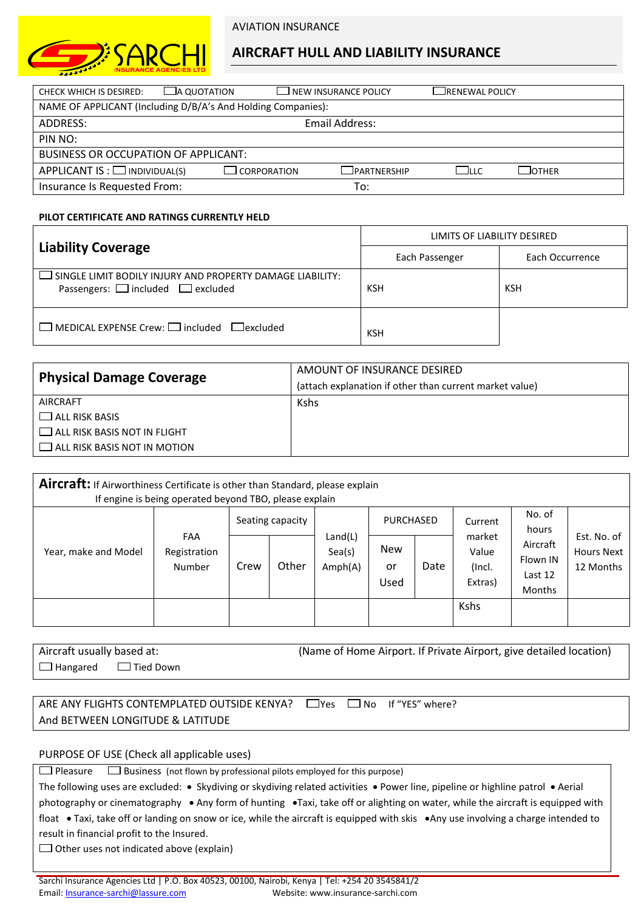SARCHI INSURANCE AGENCIES LTD

AVIATION INSURANCE

# AIRCRAFT HULL AND LIABILITY INSURANCE

| CHECK WHICH IS DESIRED: ☐ A QUOTATION | ☐ NEW INSURANCE POLICY | ☐ RENEWAL POLICY | | |
|---|---|---|---|---|
| NAME OF APPLICANT (Including D/B/A's And Holding Companies): | | | | |
| ADDRESS: | Email Address: | | | |
| PIN NO: | | | | |
| BUSINESS OR OCCUPATION OF APPLICANT: | | | | |
| APPLICANT IS : ☐ INDIVIDUAL(S) | ☐ CORPORATION | ☐ PARTNERSHIP | ☐ LLC | ☐ OTHER |
| Insurance Is Requested From: | To: | | | |

**PILOT CERTIFICATE AND RATINGS CURRENTLY HELD**

| **Liability Coverage** | LIMITS OF LIABILITY DESIRED | |
|---|---|---|
| | Each Passenger | Each Occurrence |
| ☐ SINGLE LIMIT BODILY INJURY AND PROPERTY DAMAGE LIABILITY: Passengers: ☐ included ☐ excluded | KSH | KSH |
| ☐ MEDICAL EXPENSE Crew: ☐ included ☐ excluded | KSH | |

| **Physical Damage Coverage** | AMOUNT OF INSURANCE DESIRED (attach explanation if other than current market value) |
|---|---|
| AIRCRAFT<br>☐ ALL RISK BASIS<br>☐ ALL RISK BASIS NOT IN FLIGHT<br>☐ ALL RISK BASIS NOT IN MOTION | Kshs |

**Aircraft:** If Airworthiness Certificate is other than Standard, please explain
If engine is being operated beyond TBO, please explain

| Year, make and Model | FAA Registration Number | Seating capacity | | Land(L) Sea(s) Amph(A) | PURCHASED | | Current market Value (Incl. Extras) | No. of hours Aircraft Flown IN Last 12 Months | Est. No. of Hours Next 12 Months |
|---|---|---|---|---|---|---|---|---|---|
| | | Crew | Other | | New or Used | Date | | | |
| | | | | | | | Kshs | | |

| Aircraft usually based at: (Name of Home Airport. If Private Airport, give detailed location) |
|---|
| ☐ Hangared ☐ Tied Down |

| ARE ANY FLIGHTS CONTEMPLATED OUTSIDE KENYA? ☐ Yes ☐ No If "YES" where? |
|---|
| And BETWEEN LONGITUDE & LATITUDE |

PURPOSE OF USE (Check all applicable uses)

☐ Pleasure ☐ Business (not flown by professional pilots employed for this purpose)

The following uses are excluded: • Skydiving or skydiving related activities • Power line, pipeline or highline patrol • Aerial photography or cinematography • Any form of hunting • Taxi, take off or alighting on water, while the aircraft is equipped with float • Taxi, take off or landing on snow or ice, while the aircraft is equipped with skis • Any use involving a charge intended to result in financial profit to the Insured.

☐ Other uses not indicated above (explain)

Sarchi Insurance Agencies Ltd | P.O. Box 40523, 00100, Nairobi, Kenya | Tel: +254 20 3545841/2
Email: Insurance-sarchi@lassure.com Website: www.insurance-sarchi.com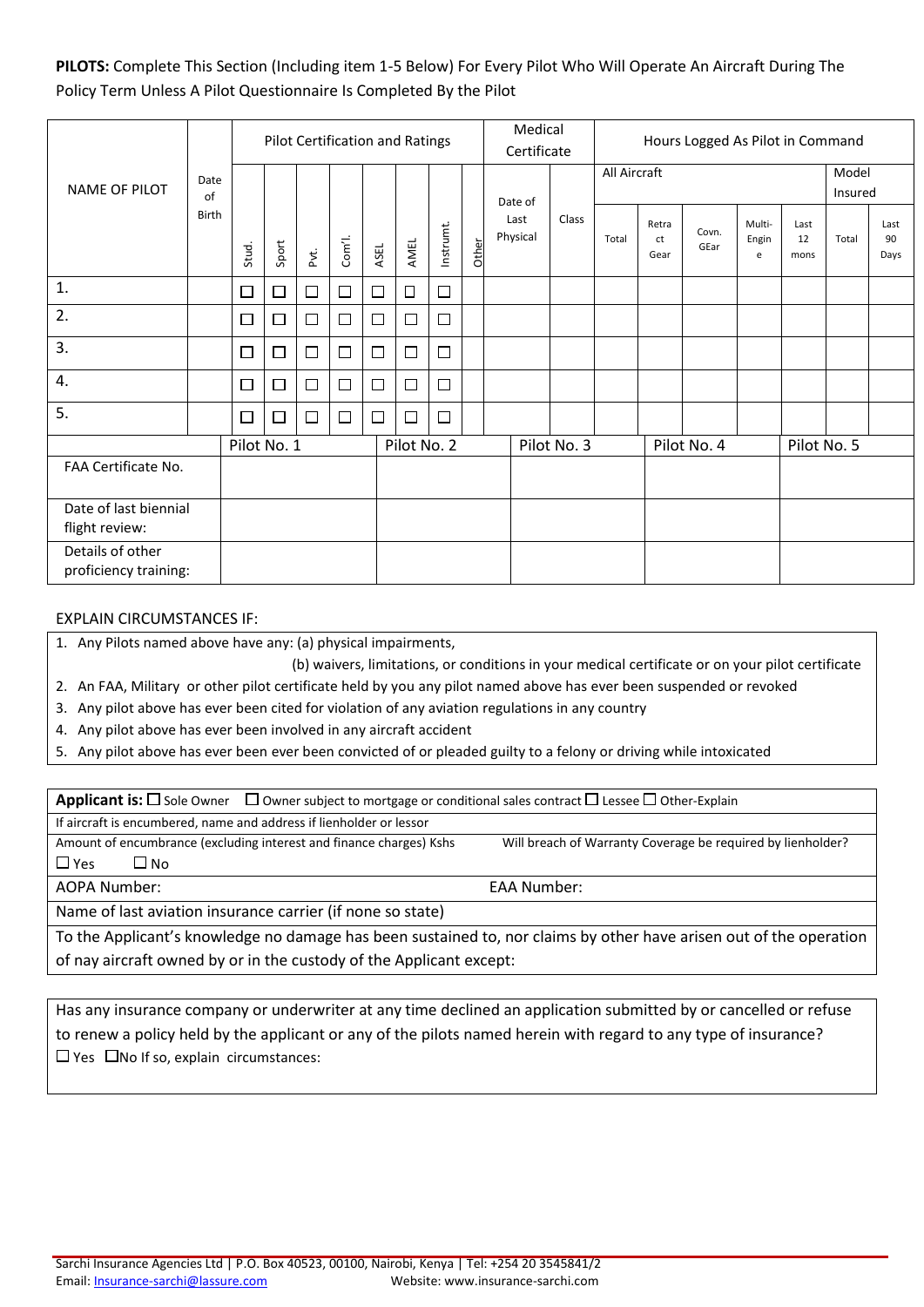**PILOTS:** Complete This Section (Including item 1-5 Below) For Every Pilot Who Will Operate An Aircraft During The Policy Term Unless A Pilot Questionnaire Is Completed By the Pilot

| NAME OF PILOT | Date of Birth | Pilot Certification and Ratings | | | | | | | | Medical Certificate | | Hours Logged As Pilot in Command | | | | | | |
|---|---|---|---|---|---|---|---|---|---|---|---|---|---|---|---|---|---|---|
| | | | | | | | | | | | | All Aircraft | | | | | Model Insured | |
| | | Stud. | Sport | Pvt. | Com'l. | ASEL | AMEL | Instrumt. | Other | Date of Last Physical | Class | Total | Retract Gear | Covn. GEar | Multi-Engine | Last 12 mons | Total | Last 90 Days |
| 1. | | ☐ | ☐ | ☐ | ☐ | ☐ | ☐ | ☐ | | | | | | | | | | |
| 2. | | ☐ | ☐ | ☐ | ☐ | ☐ | ☐ | ☐ | | | | | | | | | | |
| 3. | | ☐ | ☐ | ☐ | ☐ | ☐ | ☐ | ☐ | | | | | | | | | | |
| 4. | | ☐ | ☐ | ☐ | ☐ | ☐ | ☐ | ☐ | | | | | | | | | | |
| 5. | | ☐ | ☐ | ☐ | ☐ | ☐ | ☐ | ☐ | | | | | | | | | | |

| | Pilot No. 1 | Pilot No. 2 | Pilot No. 3 | Pilot No. 4 | Pilot No. 5 |
|---|---|---|---|---|---|
| FAA Certificate No. | | | | | |
| Date of last biennial flight review: | | | | | |
| Details of other proficiency training: | | | | | |

EXPLAIN CIRCUMSTANCES IF:

1. Any Pilots named above have any: (a) physical impairments,
   (b) waivers, limitations, or conditions in your medical certificate or on your pilot certificate
2. An FAA, Military or other pilot certificate held by you any pilot named above has ever been suspended or revoked
3. Any pilot above has ever been cited for violation of any aviation regulations in any country
4. Any pilot above has ever been involved in any aircraft accident
5. Any pilot above has ever been ever been convicted of or pleaded guilty to a felony or driving while intoxicated

**Applicant is:** ☐ Sole Owner ☐ Owner subject to mortgage or conditional sales contract ☐ Lessee ☐ Other-Explain

If aircraft is encumbered, name and address if lienholder or lessor

Amount of encumbrance (excluding interest and finance charges) Kshs    Will breach of Warranty Coverage be required by lienholder?
☐ Yes ☐ No

AOPA Number:    EAA Number:

Name of last aviation insurance carrier (if none so state)

To the Applicant's knowledge no damage has been sustained to, nor claims by other have arisen out of the operation of nay aircraft owned by or in the custody of the Applicant except:

Has any insurance company or underwriter at any time declined an application submitted by or cancelled or refuse to renew a policy held by the applicant or any of the pilots named herein with regard to any type of insurance?
☐ Yes ☐No If so, explain circumstances:

Sarchi Insurance Agencies Ltd | P.O. Box 40523, 00100, Nairobi, Kenya | Tel: +254 20 3545841/2
Email: Insurance-sarchi@lassure.com    Website: www.insurance-sarchi.com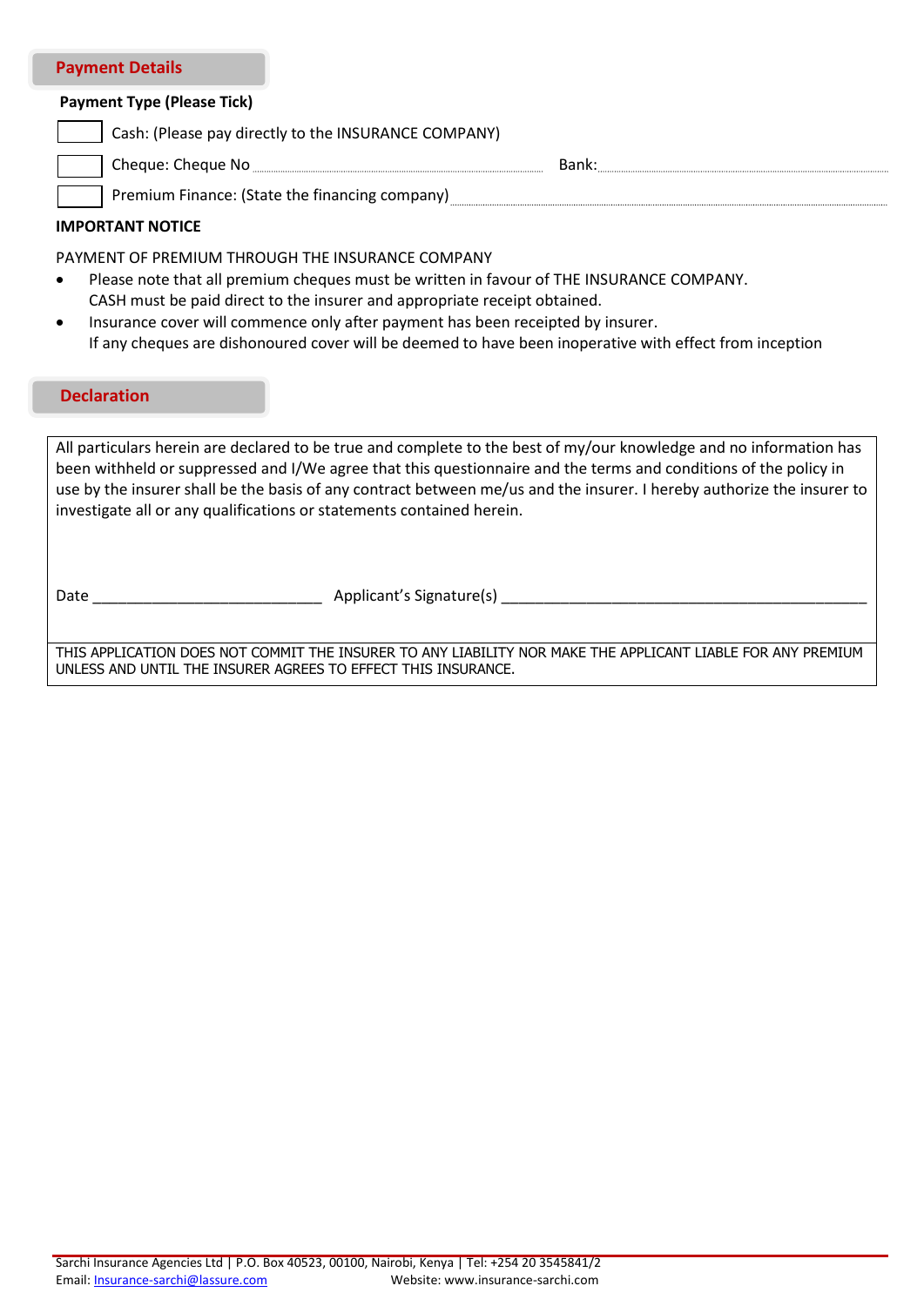## Payment Details

**Payment Type (Please Tick)**

☐ Cash: (Please pay directly to the INSURANCE COMPANY)

☐ Cheque: Cheque No ............................................................ Bank: ............................................................

☐ Premium Finance: (State the financing company) ............................................................

**IMPORTANT NOTICE**

PAYMENT OF PREMIUM THROUGH THE INSURANCE COMPANY

- Please note that all premium cheques must be written in favour of THE INSURANCE COMPANY.
  CASH must be paid direct to the insurer and appropriate receipt obtained.
- Insurance cover will commence only after payment has been receipted by insurer.
  If any cheques are dishonoured cover will be deemed to have been inoperative with effect from inception

## Declaration

All particulars herein are declared to be true and complete to the best of my/our knowledge and no information has been withheld or suppressed and I/We agree that this questionnaire and the terms and conditions of the policy in use by the insurer shall be the basis of any contract between me/us and the insurer. I hereby authorize the insurer to investigate all or any qualifications or statements contained herein.

Date ___________________________ Applicant's Signature(s) ___________________________________________

THIS APPLICATION DOES NOT COMMIT THE INSURER TO ANY LIABILITY NOR MAKE THE APPLICANT LIABLE FOR ANY PREMIUM UNLESS AND UNTIL THE INSURER AGREES TO EFFECT THIS INSURANCE.